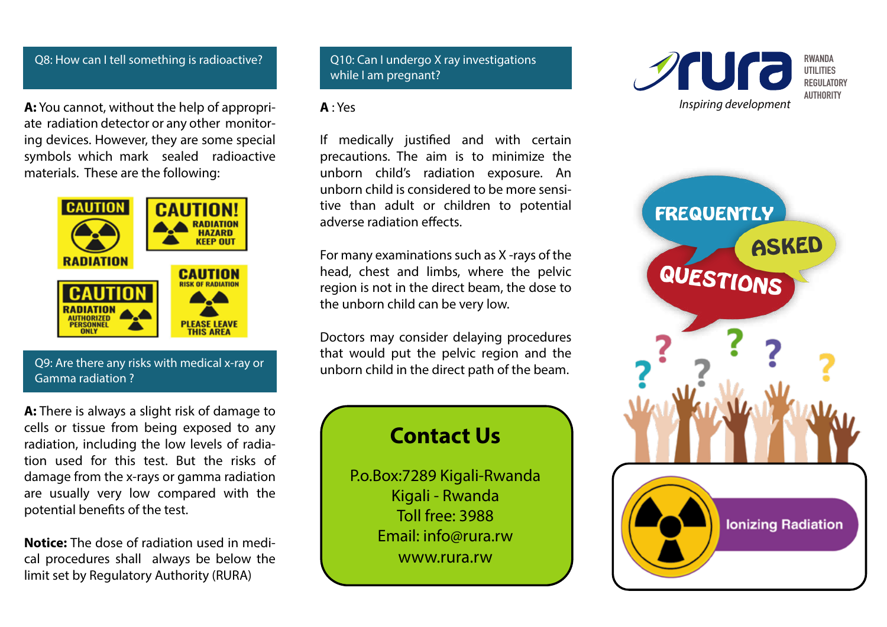## Q8: How can I tell something is radioactive?

**A:** You cannot, without the help of appropriate radiation detector or any other monitoring devices. However, they are some special symbols which mark sealed radioactive materials. These are the following:

CAUTION RADIATION

CAUTION! RADIATION HAZARD KEEP OUT

CAUTION RADIATION AUTHORIZED PERSONNEL ONLY

CAUTION RISK OF RADIATION PLEASE LEAVE THIS AREA

## Q9: Are there any risks with medical x-ray or Gamma radiation ?

**A:** There is always a slight risk of damage to cells or tissue from being exposed to any radiation, including the low levels of radiation used for this test. But the risks of damage from the x-rays or gamma radiation are usually very low compared with the potential benefits of the test.

**Notice:** The dose of radiation used in medical procedures shall always be below the limit set by Regulatory Authority (RURA)

## Q10: Can I undergo X ray investigations while I am pregnant?

**A** : Yes

If medically justified and with certain precautions. The aim is to minimize the unborn child's radiation exposure. An unborn child is considered to be more sensitive than adult or children to potential adverse radiation effects.

For many examinations such as X -rays of the head, chest and limbs, where the pelvic region is not in the direct beam, the dose to the unborn child can be very low.

Doctors may consider delaying procedures that would put the pelvic region and the unborn child in the direct path of the beam.

## Contact Us

P.o.Box:7289 Kigali-Rwanda
Kigali - Rwanda
Toll free: 3988
Email: info@rura.rw
www.rura.rw

rura — *Inspiring development*

RWANDA UTILITIES REGULATORY AUTHORITY

# FREQUENTLY ASKED QUESTIONS

## Ionizing Radiation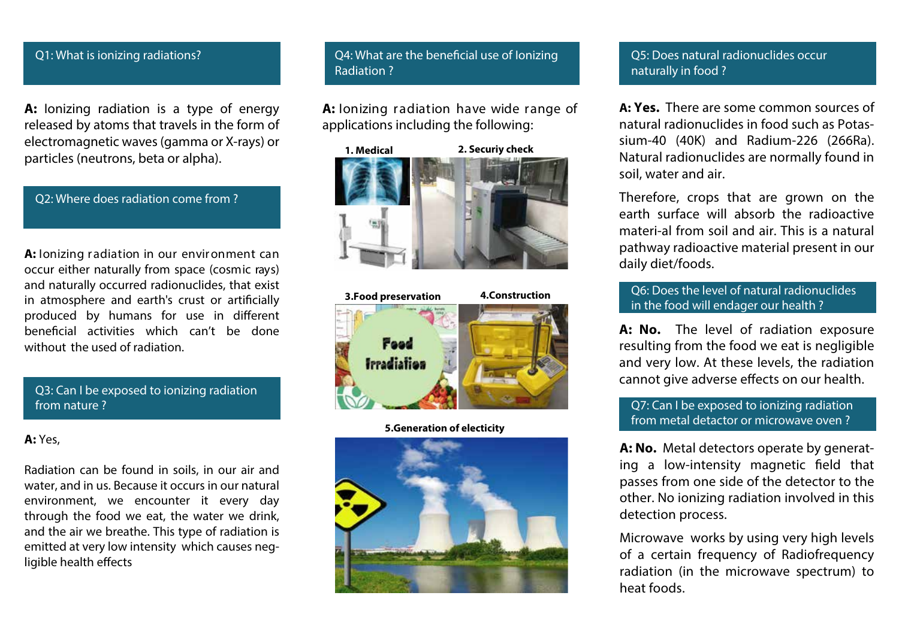## Q1: What is ionizing radiations?

**A:** Ionizing radiation is a type of energy released by atoms that travels in the form of electromagnetic waves (gamma or X-rays) or particles (neutrons, beta or alpha).

## Q2: Where does radiation come from ?

**A:** Ionizing radiation in our environment can occur either naturally from space (cosmic rays) and naturally occurred radionuclides, that exist in atmosphere and earth's crust or artificially produced by humans for use in different beneficial activities which can't be done without the used of radiation.

## Q3: Can I be exposed to ionizing radiation from nature ?

**A:** Yes,

Radiation can be found in soils, in our air and water, and in us. Because it occurs in our natural environment, we encounter it every day through the food we eat, the water we drink, and the air we breathe. This type of radiation is emitted at very low intensity which causes negligible health effects

## Q4: What are the beneficial use of Ionizing Radiation ?

**A:** Ionizing radiation have wide range of applications including the following:

**1. Medical**

**2. Securiy check**

**3.Food preservation**

**4.Construction**

**5.Generation of electicity**

## Q5: Does natural radionuclides occur naturally in food ?

**A: Yes.** There are some common sources of natural radionuclides in food such as Potassium-40 (40K) and Radium-226 (266Ra). Natural radionuclides are normally found in soil, water and air.

Therefore, crops that are grown on the earth surface will absorb the radioactive materi-al from soil and air. This is a natural pathway radioactive material present in our daily diet/foods.

## Q6: Does the level of natural radionuclides in the food will endager our health ?

**A: No.** The level of radiation exposure resulting from the food we eat is negligible and very low. At these levels, the radiation cannot give adverse effects on our health.

## Q7: Can I be exposed to ionizing radiation from metal detactor or microwave oven ?

**A: No.** Metal detectors operate by generating a low-intensity magnetic field that passes from one side of the detector to the other. No ionizing radiation involved in this detection process.

Microwave works by using very high levels of a certain frequency of Radiofrequency radiation (in the microwave spectrum) to heat foods.